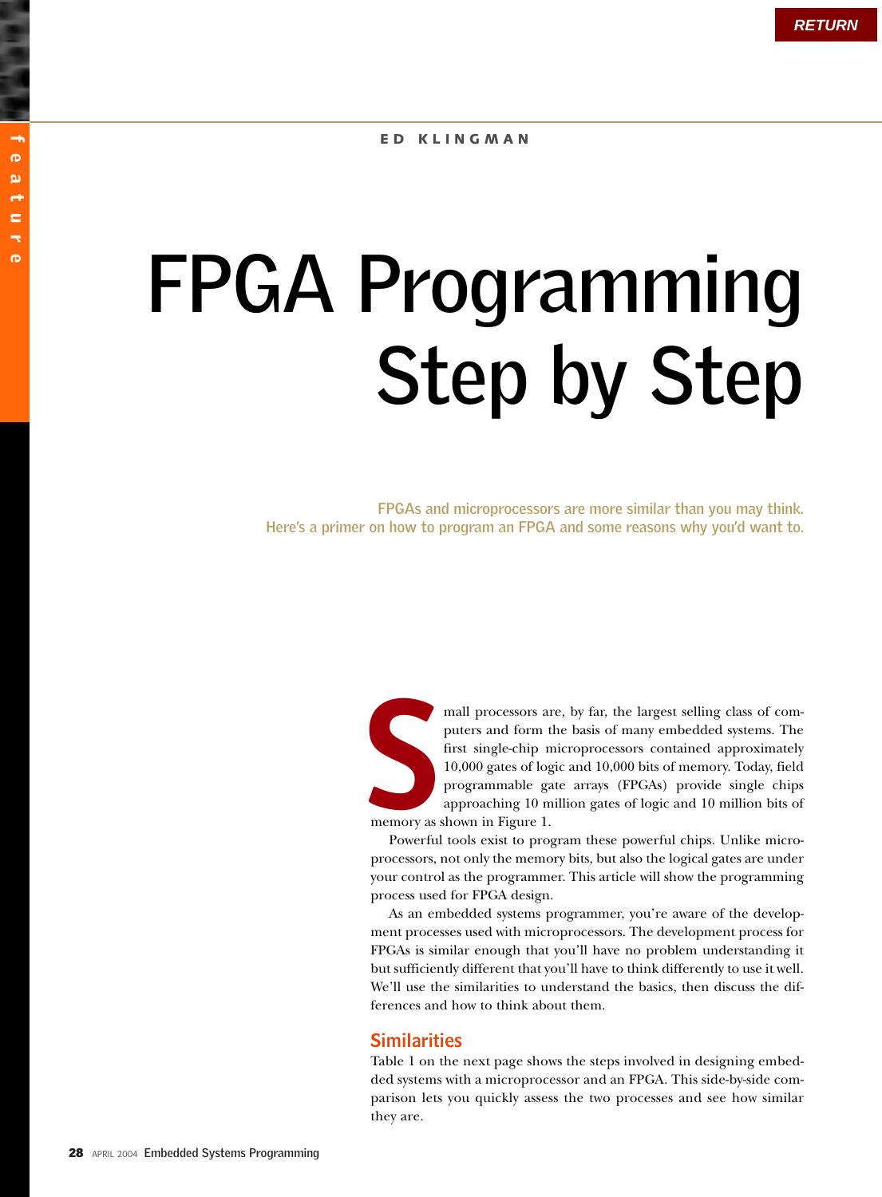ED KLINGMAN

# FPGA Programming Step by Step

FPGAs and microprocessors are more similar than you may think. Here's a primer on how to program an FPGA and some reasons why you'd want to.

Small processors are, by far, the largest selling class of computers and form the basis of many embedded systems. The first single-chip microprocessors contained approximately 10,000 gates of logic and 10,000 bits of memory. Today, field programmable gate arrays (FPGAs) provide single chips approaching 10 million gates of logic and 10 million bits of memory as shown in Figure 1.

Powerful tools exist to program these powerful chips. Unlike microprocessors, not only the memory bits, but also the logical gates are under your control as the programmer. This article will show the programming process used for FPGA design.

As an embedded systems programmer, you're aware of the development processes used with microprocessors. The development process for FPGAs is similar enough that you'll have no problem understanding it but sufficiently different that you'll have to think differently to use it well. We'll use the similarities to understand the basics, then discuss the differences and how to think about them.

## Similarities

Table 1 on the next page shows the steps involved in designing embedded systems with a microprocessor and an FPGA. This side-by-side comparison lets you quickly assess the two processes and see how similar they are.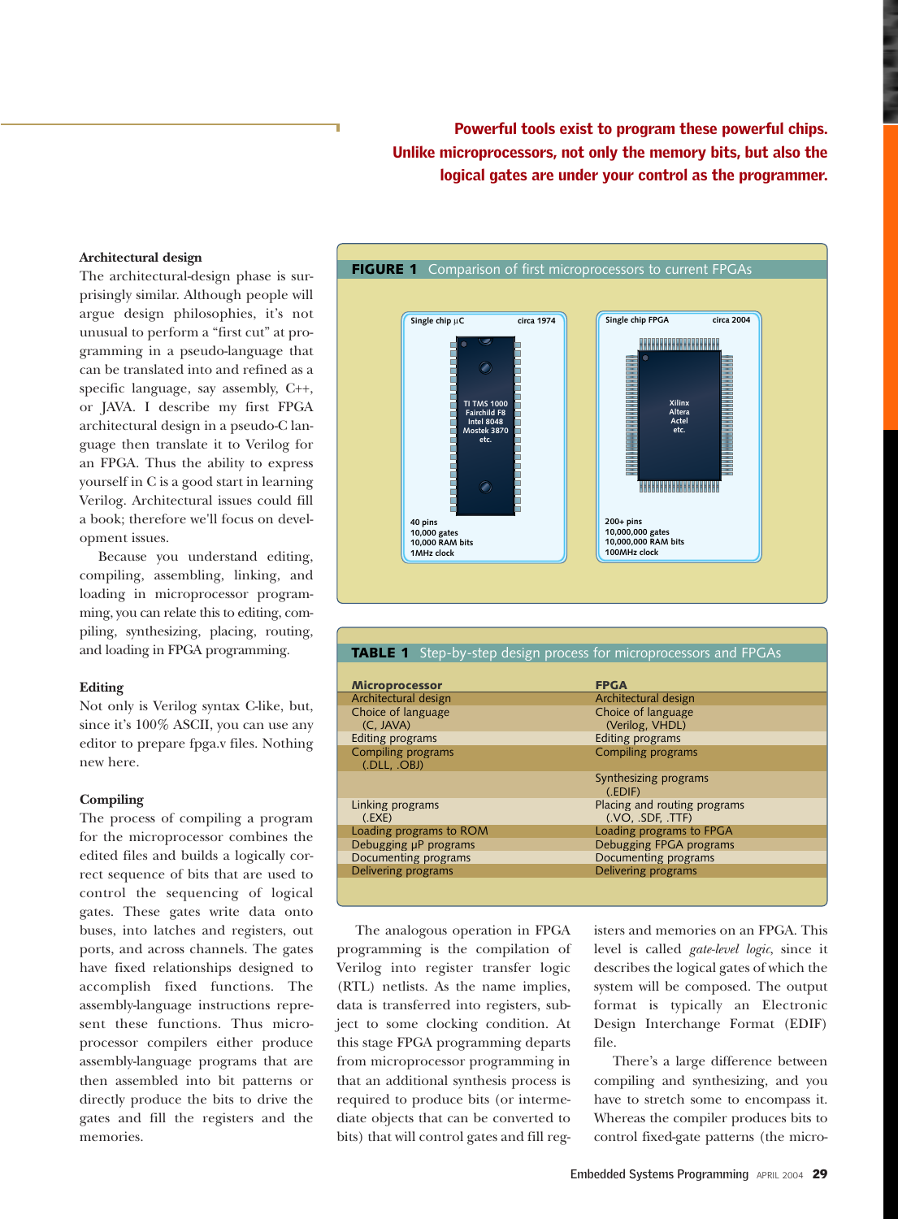**Powerful tools exist to program these powerful chips. Unlike microprocessors, not only the memory bits, but also the logical gates are under your control as the programmer.**

### Architectural design

The architectural-design phase is surprisingly similar. Although people will argue design philosophies, it's not unusual to perform a "first cut" at programming in a pseudo-language that can be translated into and refined as a specific language, say assembly, C++, or JAVA. I describe my first FPGA architectural design in a pseudo-C language then translate it to Verilog for an FPGA. Thus the ability to express yourself in C is a good start in learning Verilog. Architectural issues could fill a book; therefore we'll focus on development issues.

Because you understand editing, compiling, assembling, linking, and loading in microprocessor programming, you can relate this to editing, compiling, synthesizing, placing, routing, and loading in FPGA programming.

**FIGURE 1** Comparison of first microprocessors to current FPGAs

| Single chip µC (circa 1974) | Single chip FPGA (circa 2004) |
|---|---|
| TI TMS 1000, Fairchild F8, Intel 8048, Mostek 3870, etc. | Xilinx, Altera, Actel, etc. |
| 40 pins | 200+ pins |
| 10,000 gates | 10,000,000 gates |
| 10,000 RAM bits | 10,000,000 RAM bits |
| 1MHz clock | 100MHz clock |

**TABLE 1** Step-by-step design process for microprocessors and FPGAs

| Microprocessor | FPGA |
|---|---|
| Architectural design | Architectural design |
| Choice of language (C, JAVA) | Choice of language (Verilog, VHDL) |
| Editing programs | Editing programs |
| Compiling programs (.DLL, .OBJ) | Compiling programs |
| | Synthesizing programs (.EDIF) |
| Linking programs (.EXE) | Placing and routing programs (.VO, .SDF, .TTF) |
| Loading programs to ROM | Loading programs to FPGA |
| Debugging µP programs | Debugging FPGA programs |
| Documenting programs | Documenting programs |
| Delivering programs | Delivering programs |

### Editing

Not only is Verilog syntax C-like, but, since it's 100% ASCII, you can use any editor to prepare fpga.v files. Nothing new here.

### Compiling

The process of compiling a program for the microprocessor combines the edited files and builds a logically correct sequence of bits that are used to control the sequencing of logical gates. These gates write data onto buses, into latches and registers, out ports, and across channels. The gates have fixed relationships designed to accomplish fixed functions. The assembly-language instructions represent these functions. Thus microprocessor compilers either produce assembly-language programs that are then assembled into bit patterns or directly produce the bits to drive the gates and fill the registers and the memories.

The analogous operation in FPGA programming is the compilation of Verilog into register transfer logic (RTL) netlists. As the name implies, data is transferred into registers, subject to some clocking condition. At this stage FPGA programming departs from microprocessor programming in that an additional synthesis process is required to produce bits (or intermediate objects that can be converted to bits) that will control gates and fill registers and memories on an FPGA. This level is called *gate-level logic*, since it describes the logical gates of which the system will be composed. The output format is typically an Electronic Design Interchange Format (EDIF) file.

There's a large difference between compiling and synthesizing, and you have to stretch some to encompass it. Whereas the compiler produces bits to control fixed-gate patterns (the micro-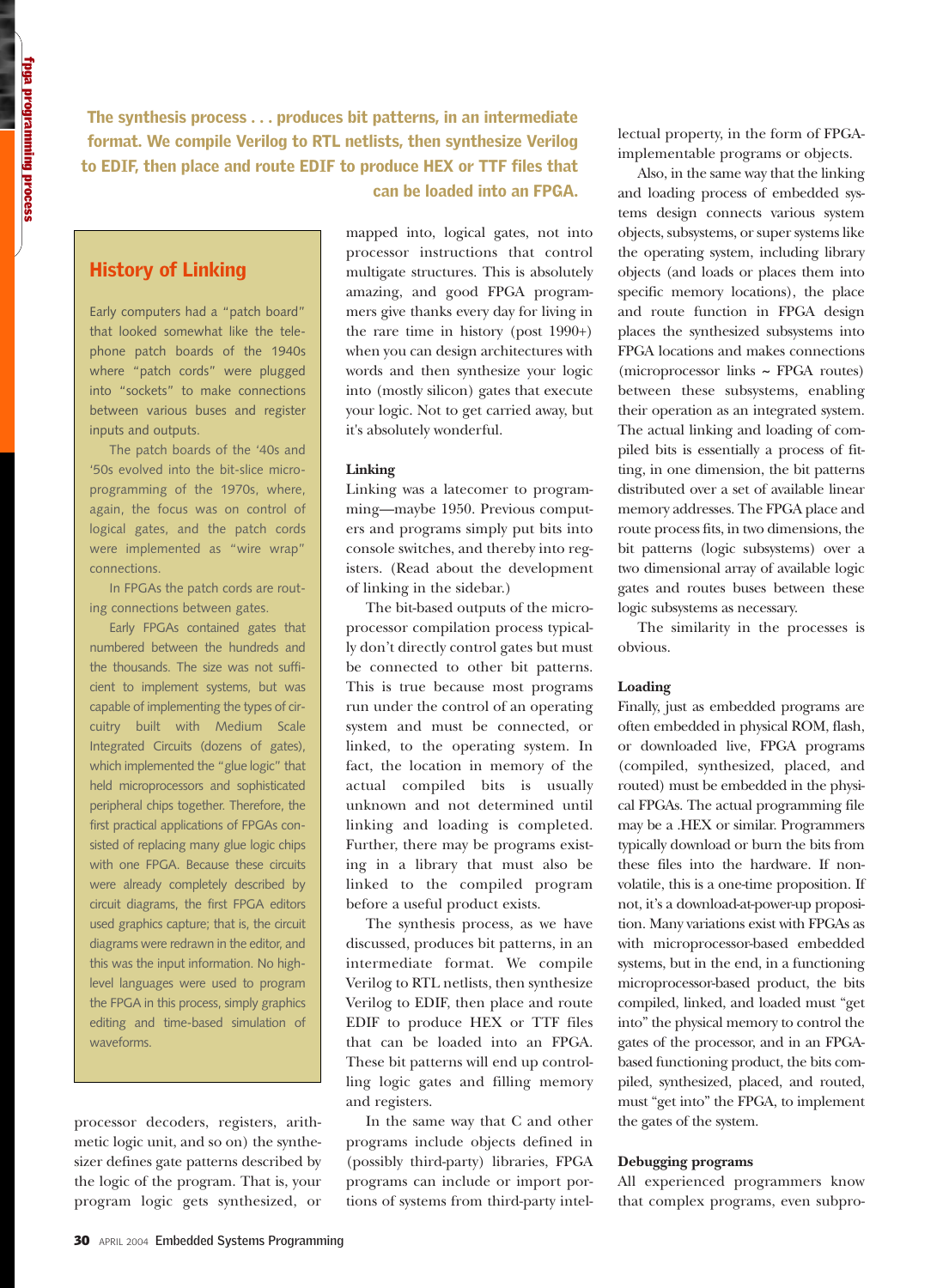> **The synthesis process . . . produces bit patterns, in an intermediate format. We compile Verilog to RTL netlists, then synthesize Verilog to EDIF, then place and route EDIF to produce HEX or TTF files that can be loaded into an FPGA.**

## History of Linking

Early computers had a "patch board" that looked somewhat like the telephone patch boards of the 1940s where "patch cords" were plugged into "sockets" to make connections between various buses and register inputs and outputs.

The patch boards of the '40s and '50s evolved into the bit-slice microprogramming of the 1970s, where, again, the focus was on control of logical gates, and the patch cords were implemented as "wire wrap" connections.

In FPGAs the patch cords are routing connections between gates.

Early FPGAs contained gates that numbered between the hundreds and the thousands. The size was not sufficient to implement systems, but was capable of implementing the types of circuitry built with Medium Scale Integrated Circuits (dozens of gates), which implemented the "glue logic" that held microprocessors and sophisticated peripheral chips together. Therefore, the first practical applications of FPGAs consisted of replacing many glue logic chips with one FPGA. Because these circuits were already completely described by circuit diagrams, the first FPGA editors used graphics capture; that is, the circuit diagrams were redrawn in the editor, and this was the input information. No high-level languages were used to program the FPGA in this process, simply graphics editing and time-based simulation of waveforms.

processor decoders, registers, arithmetic logic unit, and so on) the synthesizer defines gate patterns described by the logic of the program. That is, your program logic gets synthesized, or mapped into, logical gates, not into processor instructions that control multigate structures. This is absolutely amazing, and good FPGA programmers give thanks every day for living in the rare time in history (post 1990+) when you can design architectures with words and then synthesize your logic into (mostly silicon) gates that execute your logic. Not to get carried away, but it's absolutely wonderful.

**Linking**

Linking was a latecomer to programming—maybe 1950. Previous computers and programs simply put bits into console switches, and thereby into registers. (Read about the development of linking in the sidebar.)

The bit-based outputs of the microprocessor compilation process typically don't directly control gates but must be connected to other bit patterns. This is true because most programs run under the control of an operating system and must be connected, or linked, to the operating system. In fact, the location in memory of the actual compiled bits is usually unknown and not determined until linking and loading is completed. Further, there may be programs existing in a library that must also be linked to the compiled program before a useful product exists.

The synthesis process, as we have discussed, produces bit patterns, in an intermediate format. We compile Verilog to RTL netlists, then synthesize Verilog to EDIF, then place and route EDIF to produce HEX or TTF files that can be loaded into an FPGA. These bit patterns will end up controlling logic gates and filling memory and registers.

In the same way that C and other programs include objects defined in (possibly third-party) libraries, FPGA programs can include or import portions of systems from third-party intellectual property, in the form of FPGA-implementable programs or objects.

Also, in the same way that the linking and loading process of embedded systems design connects various system objects, subsystems, or super systems like the operating system, including library objects (and loads or places them into specific memory locations), the place and route function in FPGA design places the synthesized subsystems into FPGA locations and makes connections (microprocessor links ~ FPGA routes) between these subsystems, enabling their operation as an integrated system. The actual linking and loading of compiled bits is essentially a process of fitting, in one dimension, the bit patterns distributed over a set of available linear memory addresses. The FPGA place and route process fits, in two dimensions, the bit patterns (logic subsystems) over a two dimensional array of available logic gates and routes buses between these logic subsystems as necessary.

The similarity in the processes is obvious.

**Loading**

Finally, just as embedded programs are often embedded in physical ROM, flash, or downloaded live, FPGA programs (compiled, synthesized, placed, and routed) must be embedded in the physical FPGAs. The actual programming file may be a .HEX or similar. Programmers typically download or burn the bits from these files into the hardware. If nonvolatile, this is a one-time proposition. If not, it's a download-at-power-up proposition. Many variations exist with FPGAs as with microprocessor-based embedded systems, but in the end, in a functioning microprocessor-based product, the bits compiled, linked, and loaded must "get into" the physical memory to control the gates of the processor, and in an FPGA-based functioning product, the bits compiled, synthesized, placed, and routed, must "get into" the FPGA, to implement the gates of the system.

**Debugging programs**

All experienced programmers know that complex programs, even subpro-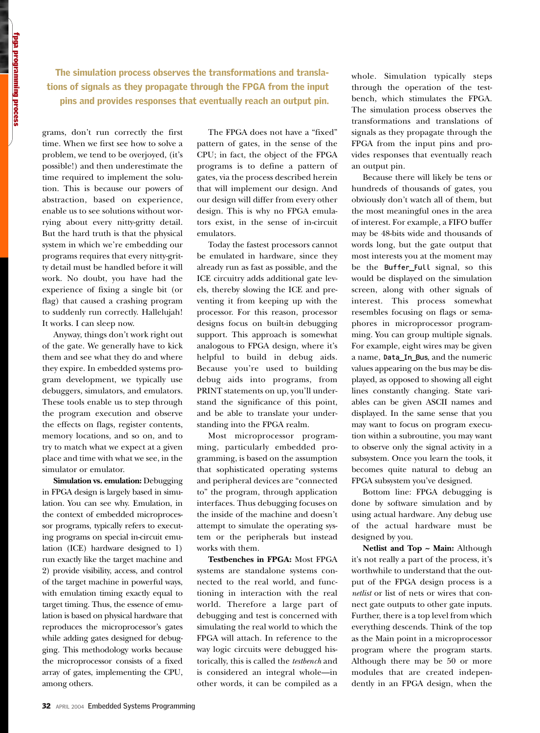**The simulation process observes the transformations and translations of signals as they propagate through the FPGA from the input pins and provides responses that eventually reach an output pin.**

grams, don't run correctly the first time. When we first see how to solve a problem, we tend to be overjoyed, (it's possible!) and then underestimate the time required to implement the solution. This is because our powers of abstraction, based on experience, enable us to see solutions without worrying about every nitty-gritty detail. But the hard truth is that the physical system in which we're embedding our programs requires that every nitty-gritty detail must be handled before it will work. No doubt, you have had the experience of fixing a single bit (or flag) that caused a crashing program to suddenly run correctly. Hallelujah! It works. I can sleep now.

Anyway, things don't work right out of the gate. We generally have to kick them and see what they do and where they expire. In embedded systems program development, we typically use debuggers, simulators, and emulators. These tools enable us to step through the program execution and observe the effects on flags, register contents, memory locations, and so on, and to try to match what we expect at a given place and time with what we see, in the simulator or emulator.

**Simulation vs. emulation:** Debugging in FPGA design is largely based in simulation. You can see why. Emulation, in the context of embedded microprocessor programs, typically refers to executing programs on special in-circuit emulation (ICE) hardware designed to 1) run exactly like the target machine and 2) provide visibility, access, and control of the target machine in powerful ways, with emulation timing exactly equal to target timing. Thus, the essence of emulation is based on physical hardware that reproduces the microprocessor's gates while adding gates designed for debugging. This methodology works because the microprocessor consists of a fixed array of gates, implementing the CPU, among others.

The FPGA does not have a "fixed" pattern of gates, in the sense of the CPU; in fact, the object of the FPGA programs is to define a pattern of gates, via the process described herein that will implement our design. And our design will differ from every other design. This is why no FPGA emulators exist, in the sense of in-circuit emulators.

Today the fastest processors cannot be emulated in hardware, since they already run as fast as possible, and the ICE circuitry adds additional gate levels, thereby slowing the ICE and preventing it from keeping up with the processor. For this reason, processor designs focus on built-in debugging support. This approach is somewhat analogous to FPGA design, where it's helpful to build in debug aids. Because you're used to building debug aids into programs, from PRINT statements on up, you'll understand the significance of this point, and be able to translate your understanding into the FPGA realm.

Most microprocessor programming, particularly embedded programming, is based on the assumption that sophisticated operating systems and peripheral devices are "connected to" the program, through application interfaces. Thus debugging focuses on the inside of the machine and doesn't attempt to simulate the operating system or the peripherals but instead works with them.

**Testbenches in FPGA:** Most FPGA systems are standalone systems connected to the real world, and functioning in interaction with the real world. Therefore a large part of debugging and test is concerned with simulating the real world to which the FPGA will attach. In reference to the way logic circuits were debugged historically, this is called the *testbench* and is considered an integral whole—in other words, it can be compiled as a whole. Simulation typically steps through the operation of the testbench, which stimulates the FPGA. The simulation process observes the transformations and translations of signals as they propagate through the FPGA from the input pins and provides responses that eventually reach an output pin.

Because there will likely be tens or hundreds of thousands of gates, you obviously don't watch all of them, but the most meaningful ones in the area of interest. For example, a FIFO buffer may be 48-bits wide and thousands of words long, but the gate output that most interests you at the moment may be the `Buffer_Full` signal, so this would be displayed on the simulation screen, along with other signals of interest. This process somewhat resembles focusing on flags or semaphores in microprocessor programming. You can group multiple signals. For example, eight wires may be given a name, `Data_In_Bus`, and the numeric values appearing on the bus may be displayed, as opposed to showing all eight lines constantly changing. State variables can be given ASCII names and displayed. In the same sense that you may want to focus on program execution within a subroutine, you may want to observe only the signal activity in a subsystem. Once you learn the tools, it becomes quite natural to debug an FPGA subsystem you've designed.

Bottom line: FPGA debugging is done by software simulation and by using actual hardware. Any debug use of the actual hardware must be designed by you.

**Netlist and Top ~ Main:** Although it's not really a part of the process, it's worthwhile to understand that the output of the FPGA design process is a *netlist* or list of nets or wires that connect gate outputs to other gate inputs. Further, there is a top level from which everything descends. Think of the top as the Main point in a microprocessor program where the program starts. Although there may be 50 or more modules that are created independently in an FPGA design, when the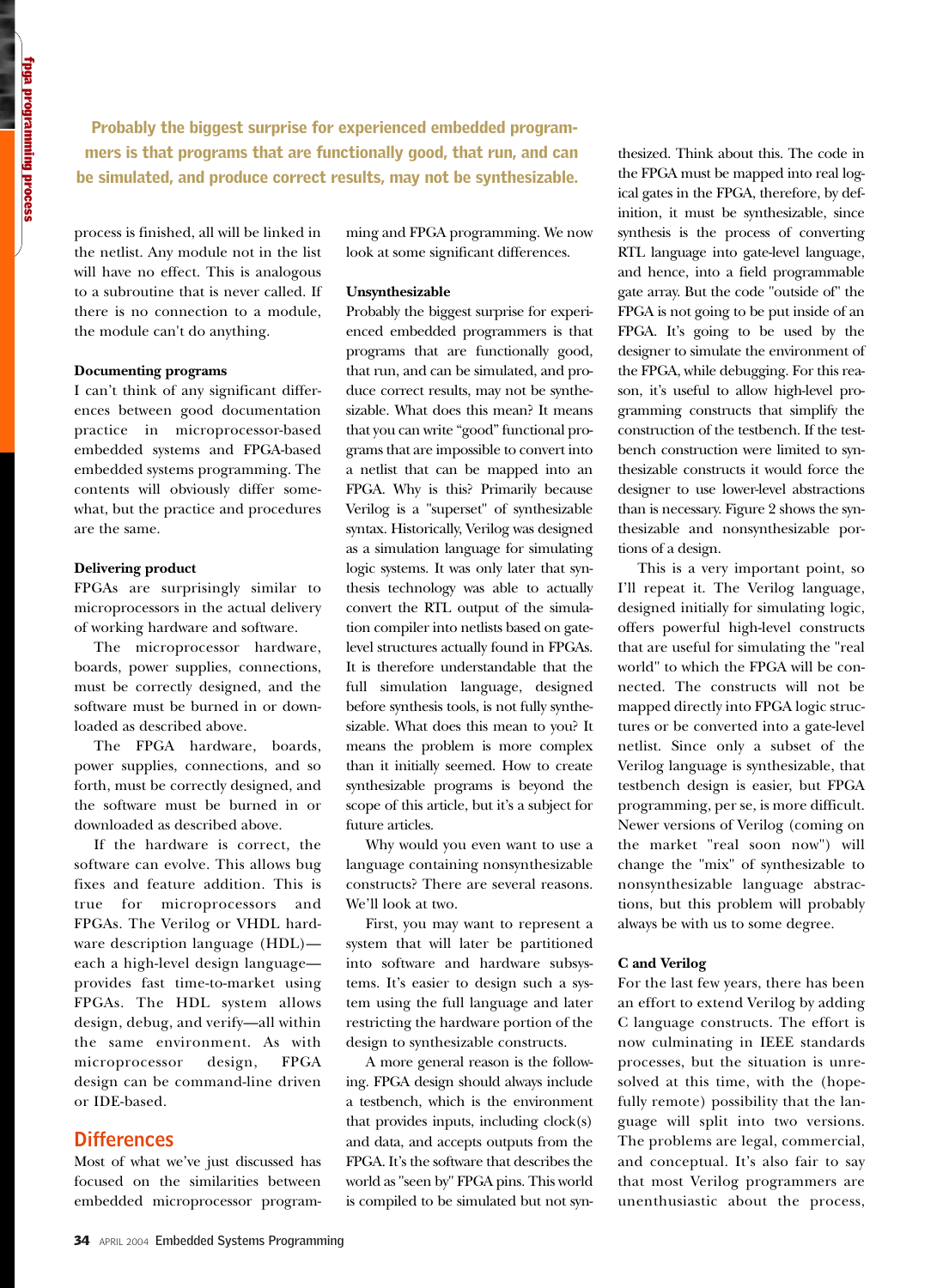> **Probably the biggest surprise for experienced embedded programmers is that programs that are functionally good, that run, and can be simulated, and produce correct results, may not be synthesizable.**

process is finished, all will be linked in the netlist. Any module not in the list will have no effect. This is analogous to a subroutine that is never called. If there is no connection to a module, the module can't do anything.

**Documenting programs**

I can't think of any significant differences between good documentation practice in microprocessor-based embedded systems and FPGA-based embedded systems programming. The contents will obviously differ somewhat, but the practice and procedures are the same.

**Delivering product**

FPGAs are surprisingly similar to microprocessors in the actual delivery of working hardware and software.

The microprocessor hardware, boards, power supplies, connections, must be correctly designed, and the software must be burned in or downloaded as described above.

The FPGA hardware, boards, power supplies, connections, and so forth, must be correctly designed, and the software must be burned in or downloaded as described above.

If the hardware is correct, the software can evolve. This allows bug fixes and feature addition. This is true for microprocessors and FPGAs. The Verilog or VHDL hardware description language (HDL)—each a high-level design language—provides fast time-to-market using FPGAs. The HDL system allows design, debug, and verify—all within the same environment. As with microprocessor design, FPGA design can be command-line driven or IDE-based.

## Differences

Most of what we've just discussed has focused on the similarities between embedded microprocessor programming and FPGA programming. We now look at some significant differences.

**Unsynthesizable**

Probably the biggest surprise for experienced embedded programmers is that programs that are functionally good, that run, and can be simulated, and produce correct results, may not be synthesizable. What does this mean? It means that you can write "good" functional programs that are impossible to convert into a netlist that can be mapped into an FPGA. Why is this? Primarily because Verilog is a "superset" of synthesizable syntax. Historically, Verilog was designed as a simulation language for simulating logic systems. It was only later that synthesis technology was able to actually convert the RTL output of the simulation compiler into netlists based on gate-level structures actually found in FPGAs. It is therefore understandable that the full simulation language, designed before synthesis tools, is not fully synthesizable. What does this mean to you? It means the problem is more complex than it initially seemed. How to create synthesizable programs is beyond the scope of this article, but it's a subject for future articles.

Why would you even want to use a language containing nonsynthesizable constructs? There are several reasons. We'll look at two.

First, you may want to represent a system that will later be partitioned into software and hardware subsystems. It's easier to design such a system using the full language and later restricting the hardware portion of the design to synthesizable constructs.

A more general reason is the following. FPGA design should always include a testbench, which is the environment that provides inputs, including clock(s) and data, and accepts outputs from the FPGA. It's the software that describes the world as "seen by" FPGA pins. This world is compiled to be simulated but not synthesized. Think about this. The code in the FPGA must be mapped into real logical gates in the FPGA, therefore, by definition, it must be synthesizable, since synthesis is the process of converting RTL language into gate-level language, and hence, into a field programmable gate array. But the code "outside of" the FPGA is not going to be put inside of an FPGA. It's going to be used by the designer to simulate the environment of the FPGA, while debugging. For this reason, it's useful to allow high-level programming constructs that simplify the construction of the testbench. If the testbench construction were limited to synthesizable constructs it would force the designer to use lower-level abstractions than is necessary. Figure 2 shows the synthesizable and nonsynthesizable portions of a design.

This is a very important point, so I'll repeat it. The Verilog language, designed initially for simulating logic, offers powerful high-level constructs that are useful for simulating the "real world" to which the FPGA will be connected. The constructs will not be mapped directly into FPGA logic structures or be converted into a gate-level netlist. Since only a subset of the Verilog language is synthesizable, that testbench design is easier, but FPGA programming, per se, is more difficult. Newer versions of Verilog (coming on the market "real soon now") will change the "mix" of synthesizable to nonsynthesizable language abstractions, but this problem will probably always be with us to some degree.

**C and Verilog**

For the last few years, there has been an effort to extend Verilog by adding C language constructs. The effort is now culminating in IEEE standards processes, but the situation is unresolved at this time, with the (hopefully remote) possibility that the language will split into two versions. The problems are legal, commercial, and conceptual. It's also fair to say that most Verilog programmers are unenthusiastic about the process,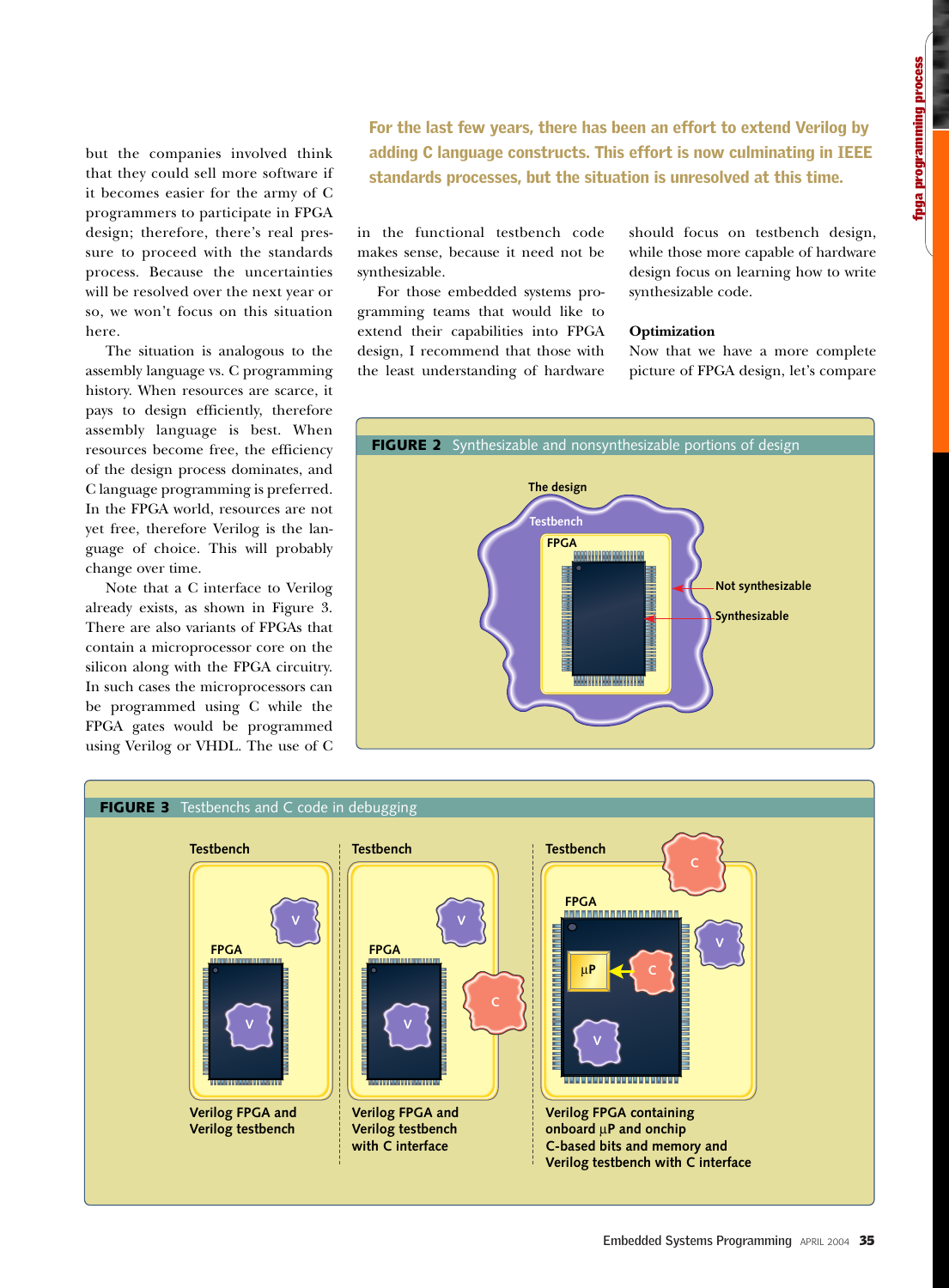but the companies involved think that they could sell more software if it becomes easier for the army of C programmers to participate in FPGA design; therefore, there's real pressure to proceed with the standards process. Because the uncertainties will be resolved over the next year or so, we won't focus on this situation here.

The situation is analogous to the assembly language vs. C programming history. When resources are scarce, it pays to design efficiently, therefore assembly language is best. When resources become free, the efficiency of the design process dominates, and C language programming is preferred. In the FPGA world, resources are not yet free, therefore Verilog is the language of choice. This will probably change over time.

Note that a C interface to Verilog already exists, as shown in Figure 3. There are also variants of FPGAs that contain a microprocessor core on the silicon along with the FPGA circuitry. In such cases the microprocessors can be programmed using C while the FPGA gates would be programmed using Verilog or VHDL. The use of C in the functional testbench code makes sense, because it need not be synthesizable.

For those embedded systems programming teams that would like to extend their capabilities into FPGA design, I recommend that those with the least understanding of hardware should focus on testbench design, while those more capable of hardware design focus on learning how to write synthesizable code.

**For the last few years, there has been an effort to extend Verilog by adding C language constructs. This effort is now culminating in IEEE standards processes, but the situation is unresolved at this time.**

### Optimization

Now that we have a more complete picture of FPGA design, let's compare

**FIGURE 2** Synthesizable and nonsynthesizable portions of design

**FIGURE 3** Testbenchs and C code in debugging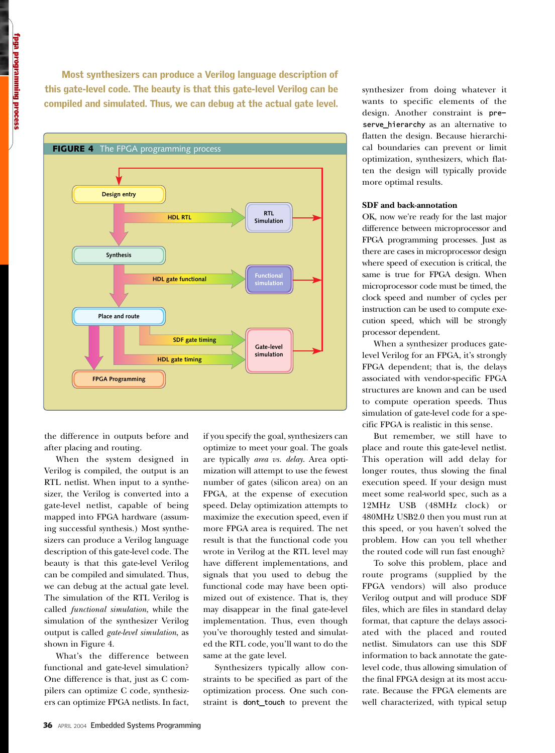**Most synthesizers can produce a Verilog language description of this gate-level code. The beauty is that this gate-level Verilog can be compiled and simulated. Thus, we can debug at the actual gate level.**

**FIGURE 4** The FPGA programming process

the difference in outputs before and after placing and routing.

When the system designed in Verilog is compiled, the output is an RTL netlist. When input to a synthesizer, the Verilog is converted into a gate-level netlist, capable of being mapped into FPGA hardware (assuming successful synthesis.) Most synthesizers can produce a Verilog language description of this gate-level code. The beauty is that this gate-level Verilog can be compiled and simulated. Thus, we can debug at the actual gate level. The simulation of the RTL Verilog is called *functional simulation*, while the simulation of the synthesizer Verilog output is called *gate-level simulation*, as shown in Figure 4.

What's the difference between functional and gate-level simulation? One difference is that, just as C compilers can optimize C code, synthesizers can optimize FPGA netlists. In fact, if you specify the goal, synthesizers can optimize to meet your goal. The goals are typically *area vs. delay*. Area optimization will attempt to use the fewest number of gates (silicon area) on an FPGA, at the expense of execution speed. Delay optimization attempts to maximize the execution speed, even if more FPGA area is required. The net result is that the functional code you wrote in Verilog at the RTL level may have different implementations, and signals that you used to debug the functional code may have been optimized out of existence. That is, they may disappear in the final gate-level implementation. Thus, even though you've thoroughly tested and simulated the RTL code, you'll want to do the same at the gate level.

Synthesizers typically allow constraints to be specified as part of the optimization process. One such constraint is `dont_touch` to prevent the synthesizer from doing whatever it wants to specific elements of the design. Another constraint is `preserve_hierarchy` as an alternative to flatten the design. Because hierarchical boundaries can prevent or limit optimization, synthesizers, which flatten the design will typically provide more optimal results.

### SDF and back-annotation

OK, now we're ready for the last major difference between microprocessor and FPGA programming processes. Just as there are cases in microprocessor design where speed of execution is critical, the same is true for FPGA design. When microprocessor code must be timed, the clock speed and number of cycles per instruction can be used to compute execution speed, which will be strongly processor dependent.

When a synthesizer produces gate-level Verilog for an FPGA, it's strongly FPGA dependent; that is, the delays associated with vendor-specific FPGA structures are known and can be used to compute operation speeds. Thus simulation of gate-level code for a specific FPGA is realistic in this sense.

But remember, we still have to place and route this gate-level netlist. This operation will add delay for longer routes, thus slowing the final execution speed. If your design must meet some real-world spec, such as a 12MHz USB (48MHz clock) or 480MHz USB2.0 then you must run at this speed, or you haven't solved the problem. How can you tell whether the routed code will run fast enough?

To solve this problem, place and route programs (supplied by the FPGA vendors) will also produce Verilog output and will produce SDF files, which are files in standard delay format, that capture the delays associated with the placed and routed netlist. Simulators can use this SDF information to back annotate the gate-level code, thus allowing simulation of the final FPGA design at its most accurate. Because the FPGA elements are well characterized, with typical setup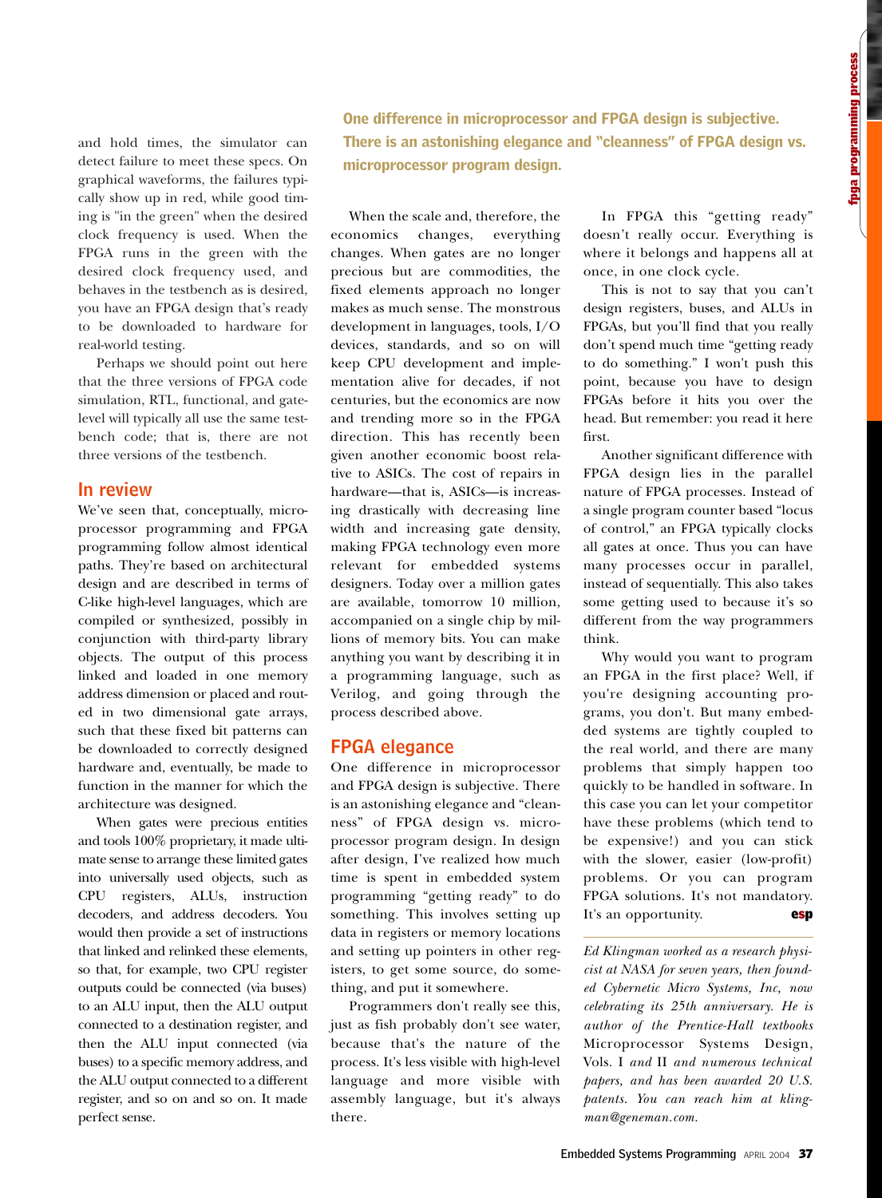and hold times, the simulator can detect failure to meet these specs. On graphical waveforms, the failures typically show up in red, while good timing is "in the green" when the desired clock frequency is used. When the FPGA runs in the green with the desired clock frequency used, and behaves in the testbench as is desired, you have an FPGA design that's ready to be downloaded to hardware for real-world testing.

Perhaps we should point out here that the three versions of FPGA code simulation, RTL, functional, and gate-level will typically all use the same testbench code; that is, there are not three versions of the testbench.

## In review

We've seen that, conceptually, microprocessor programming and FPGA programming follow almost identical paths. They're based on architectural design and are described in terms of C-like high-level languages, which are compiled or synthesized, possibly in conjunction with third-party library objects. The output of this process linked and loaded in one memory address dimension or placed and routed in two dimensional gate arrays, such that these fixed bit patterns can be downloaded to correctly designed hardware and, eventually, be made to function in the manner for which the architecture was designed.

When gates were precious entities and tools 100% proprietary, it made ultimate sense to arrange these limited gates into universally used objects, such as CPU registers, ALUs, instruction decoders, and address decoders. You would then provide a set of instructions that linked and relinked these elements, so that, for example, two CPU register outputs could be connected (via buses) to an ALU input, then the ALU output connected to a destination register, and then the ALU input connected (via buses) to a specific memory address, and the ALU output connected to a different register, and so on and so on. It made perfect sense.

When the scale and, therefore, the economics changes, everything changes. When gates are no longer precious but are commodities, the fixed elements approach no longer makes as much sense. The monstrous development in languages, tools, I/O devices, standards, and so on will keep CPU development and implementation alive for decades, if not centuries, but the economics are now and trending more so in the FPGA direction. This has recently been given another economic boost relative to ASICs. The cost of repairs in hardware—that is, ASICs—is increasing drastically with decreasing line width and increasing gate density, making FPGA technology even more relevant for embedded systems designers. Today over a million gates are available, tomorrow 10 million, accompanied on a single chip by millions of memory bits. You can make anything you want by describing it in a programming language, such as Verilog, and going through the process described above.

## FPGA elegance

One difference in microprocessor and FPGA design is subjective. There is an astonishing elegance and "cleanness" of FPGA design vs. microprocessor program design. In design after design, I've realized how much time is spent in embedded system programming "getting ready" to do something. This involves setting up data in registers or memory locations and setting up pointers in other registers, to get some source, do something, and put it somewhere.

Programmers don't really see this, just as fish probably don't see water, because that's the nature of the process. It's less visible with high-level language and more visible with assembly language, but it's always there.

In FPGA this "getting ready" doesn't really occur. Everything is where it belongs and happens all at once, in one clock cycle.

This is not to say that you can't design registers, buses, and ALUs in FPGAs, but you'll find that you really don't spend much time "getting ready to do something." I won't push this point, because you have to design FPGAs before it hits you over the head. But remember: you read it here first.

Another significant difference with FPGA design lies in the parallel nature of FPGA processes. Instead of a single program counter based "locus of control," an FPGA typically clocks all gates at once. Thus you can have many processes occur in parallel, instead of sequentially. This also takes some getting used to because it's so different from the way programmers think.

Why would you want to program an FPGA in the first place? Well, if you're designing accounting programs, you don't. But many embedded systems are tightly coupled to the real world, and there are many problems that simply happen too quickly to be handled in software. In this case you can let your competitor have these problems (which tend to be expensive!) and you can stick with the slower, easier (low-profit) problems. Or you can program FPGA solutions. It's not mandatory. It's an opportunity. **esp**

*Ed Klingman worked as a research physicist at NASA for seven years, then founded Cybernetic Micro Systems, Inc, now celebrating its 25th anniversary. He is author of the Prentice-Hall textbooks* Microprocessor Systems Design, Vols. I *and* II *and numerous technical papers, and has been awarded 20 U.S. patents. You can reach him at klingman@geneman.com.*